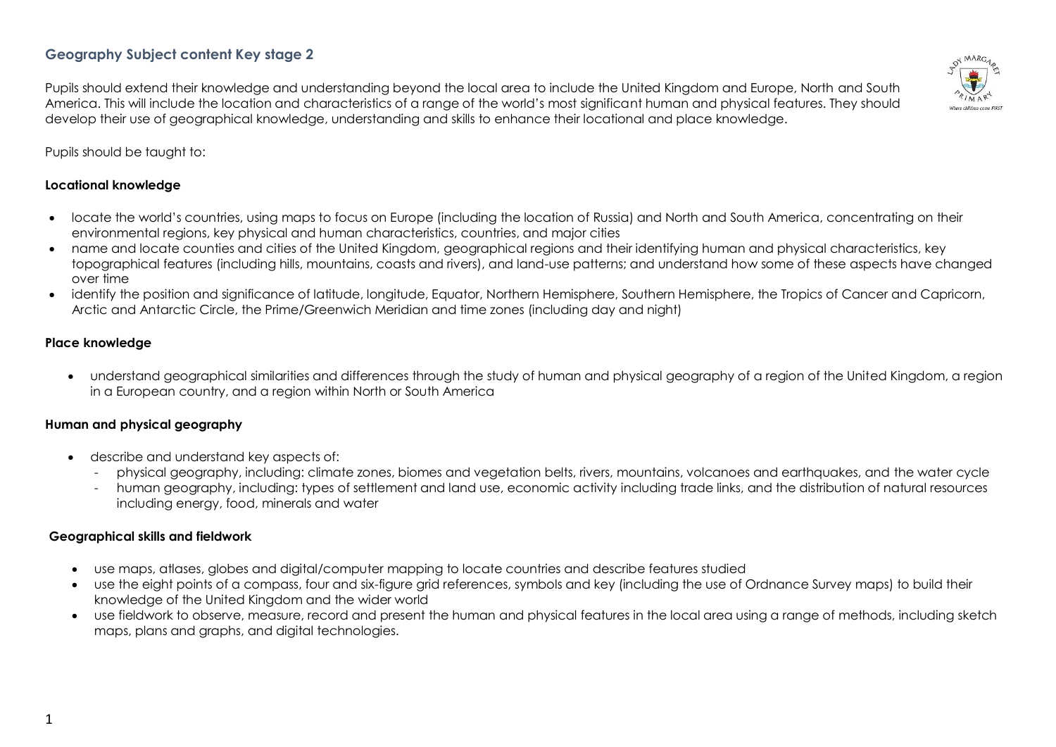## Geography Subject content Key stage 2

Pupils should extend their knowledge and understanding beyond the local area to include the United Kingdom and Europe, North and South America. This will include the location and characteristics of a range of the world's most significant human and physical features. They should develop their use of geographical knowledge, understanding and skills to enhance their locational and place knowledge.

Pupils should be taught to:

**Locational knowledge**

- locate the world's countries, using maps to focus on Europe (including the location of Russia) and North and South America, concentrating on their environmental regions, key physical and human characteristics, countries, and major cities
- name and locate counties and cities of the United Kingdom, geographical regions and their identifying human and physical characteristics, key topographical features (including hills, mountains, coasts and rivers), and land-use patterns; and understand how some of these aspects have changed over time
- identify the position and significance of latitude, longitude, Equator, Northern Hemisphere, Southern Hemisphere, the Tropics of Cancer and Capricorn, Arctic and Antarctic Circle, the Prime/Greenwich Meridian and time zones (including day and night)

**Place knowledge**

- understand geographical similarities and differences through the study of human and physical geography of a region of the United Kingdom, a region in a European country, and a region within North or South America

**Human and physical geography**

- describe and understand key aspects of:
  - physical geography, including: climate zones, biomes and vegetation belts, rivers, mountains, volcanoes and earthquakes, and the water cycle
  - human geography, including: types of settlement and land use, economic activity including trade links, and the distribution of natural resources including energy, food, minerals and water

**Geographical skills and fieldwork**

- use maps, atlases, globes and digital/computer mapping to locate countries and describe features studied
- use the eight points of a compass, four and six-figure grid references, symbols and key (including the use of Ordnance Survey maps) to build their knowledge of the United Kingdom and the wider world
- use fieldwork to observe, measure, record and present the human and physical features in the local area using a range of methods, including sketch maps, plans and graphs, and digital technologies.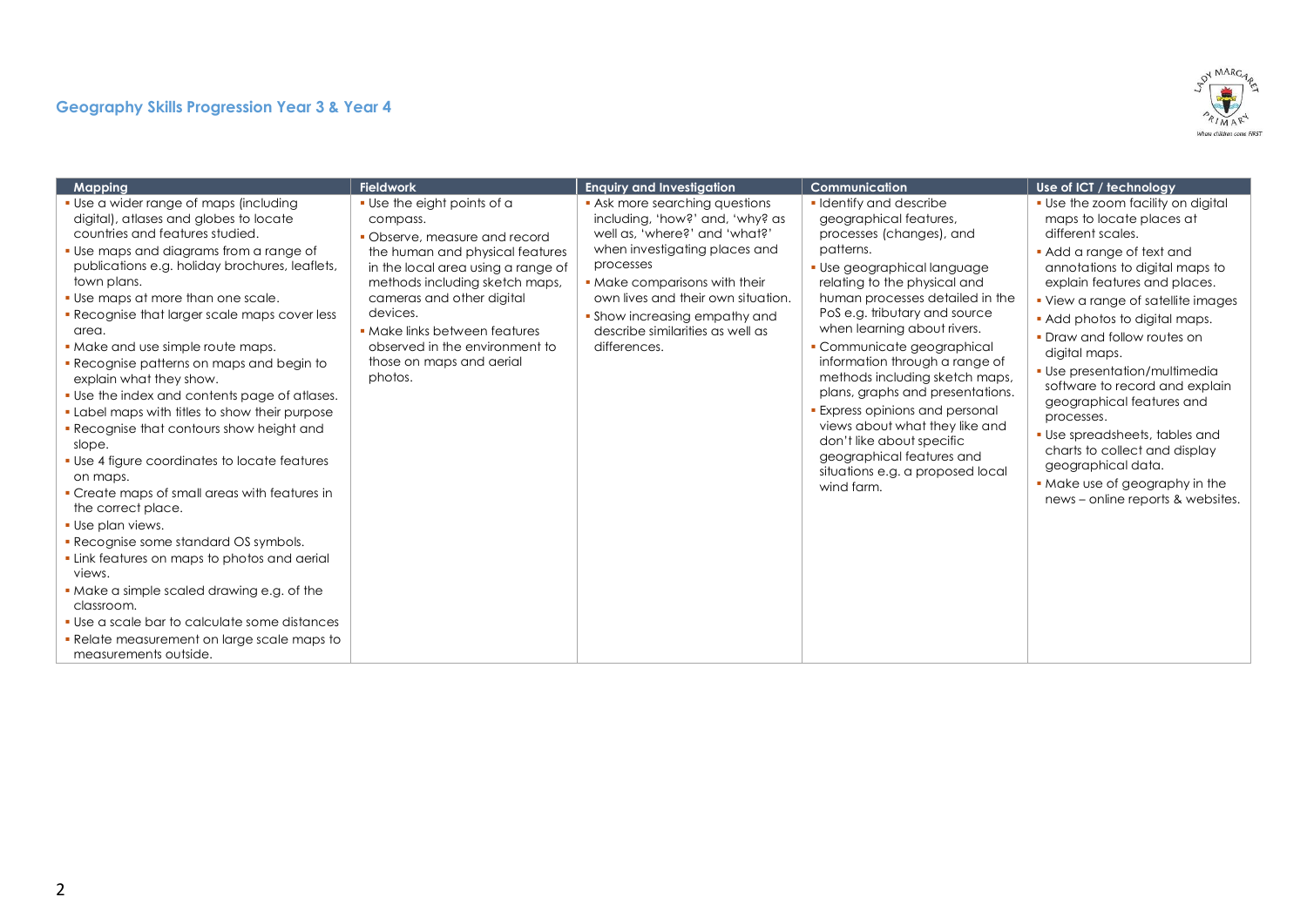## Geography Skills Progression Year 3 & Year 4

| Mapping | Fieldwork | Enquiry and Investigation | Communication | Use of ICT / technology |
|---|---|---|---|---|
| • Use a wider range of maps (including digital), atlases and globes to locate countries and features studied.<br>• Use maps and diagrams from a range of publications e.g. holiday brochures, leaflets, town plans.<br>• Use maps at more than one scale.<br>• Recognise that larger scale maps cover less area.<br>• Make and use simple route maps.<br>• Recognise patterns on maps and begin to explain what they show.<br>• Use the index and contents page of atlases.<br>• Label maps with titles to show their purpose<br>• Recognise that contours show height and slope.<br>• Use 4 figure coordinates to locate features on maps.<br>• Create maps of small areas with features in the correct place.<br>• Use plan views.<br>• Recognise some standard OS symbols.<br>• Link features on maps to photos and aerial views.<br>• Make a simple scaled drawing e.g. of the classroom.<br>• Use a scale bar to calculate some distances<br>• Relate measurement on large scale maps to measurements outside. | • Use the eight points of a compass.<br>• Observe, measure and record the human and physical features in the local area using a range of methods including sketch maps, cameras and other digital devices.<br>• Make links between features observed in the environment to those on maps and aerial photos. | • Ask more searching questions including, 'how?' and, 'why? as well as, 'where?' and 'what?' when investigating places and processes<br>• Make comparisons with their own lives and their own situation.<br>• Show increasing empathy and describe similarities as well as differences. | • Identify and describe geographical features, processes (changes), and patterns.<br>• Use geographical language relating to the physical and human processes detailed in the PoS e.g. tributary and source when learning about rivers.<br>• Communicate geographical information through a range of methods including sketch maps, plans, graphs and presentations.<br>• Express opinions and personal views about what they like and don't like about specific geographical features and situations e.g. a proposed local wind farm. | • Use the zoom facility on digital maps to locate places at different scales.<br>• Add a range of text and annotations to digital maps to explain features and places.<br>• View a range of satellite images<br>• Add photos to digital maps.<br>• Draw and follow routes on digital maps.<br>• Use presentation/multimedia software to record and explain geographical features and processes.<br>• Use spreadsheets, tables and charts to collect and display geographical data.<br>• Make use of geography in the news – online reports & websites. |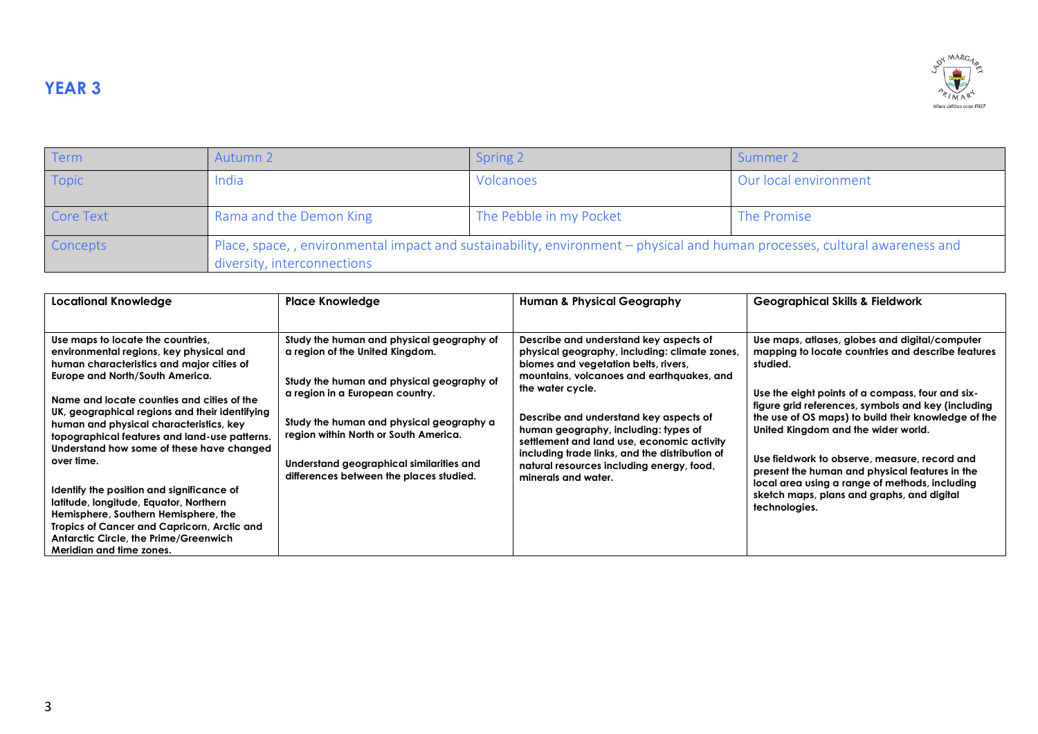# YEAR 3

| Term | Autumn 2 | Spring 2 | Summer 2 |
|---|---|---|---|
| Topic | India | Volcanoes | Our local environment |
| Core Text | Rama and the Demon King | The Pebble in my Pocket | The Promise |
| Concepts | Place, space, , environmental impact and sustainability, environment – physical and human processes, cultural awareness and diversity, interconnections | | |

| Locational Knowledge | Place Knowledge | Human & Physical Geography | Geographical Skills & Fieldwork |
|---|---|---|---|
| **Use maps to locate the countries, environmental regions, key physical and human characteristics and major cities of Europe and North/South America.**<br><br>**Name and locate counties and cities of the UK, geographical regions and their identifying human and physical characteristics, key topographical features and land-use patterns. Understand how some of these have changed over time.**<br><br>**Identify the position and significance of latitude, longitude, Equator, Northern Hemisphere, Southern Hemisphere, the Tropics of Cancer and Capricorn, Arctic and Antarctic Circle, the Prime/Greenwich Meridian and time zones.** | **Study the human and physical geography of a region of the United Kingdom.**<br><br>**Study the human and physical geography of a region in a European country.**<br><br>**Study the human and physical geography a region within North or South America.**<br><br>**Understand geographical similarities and differences between the places studied.** | **Describe and understand key aspects of physical geography, including: climate zones, biomes and vegetation belts, rivers, mountains, volcanoes and earthquakes, and the water cycle.**<br><br>**Describe and understand key aspects of human geography, including: types of settlement and land use, economic activity including trade links, and the distribution of natural resources including energy, food, minerals and water.** | **Use maps, atlases, globes and digital/computer mapping to locate countries and describe features studied.**<br><br>**Use the eight points of a compass, four and six-figure grid references, symbols and key (including the use of OS maps) to build their knowledge of the United Kingdom and the wider world.**<br><br>**Use fieldwork to observe, measure, record and present the human and physical features in the local area using a range of methods, including sketch maps, plans and graphs, and digital technologies.** |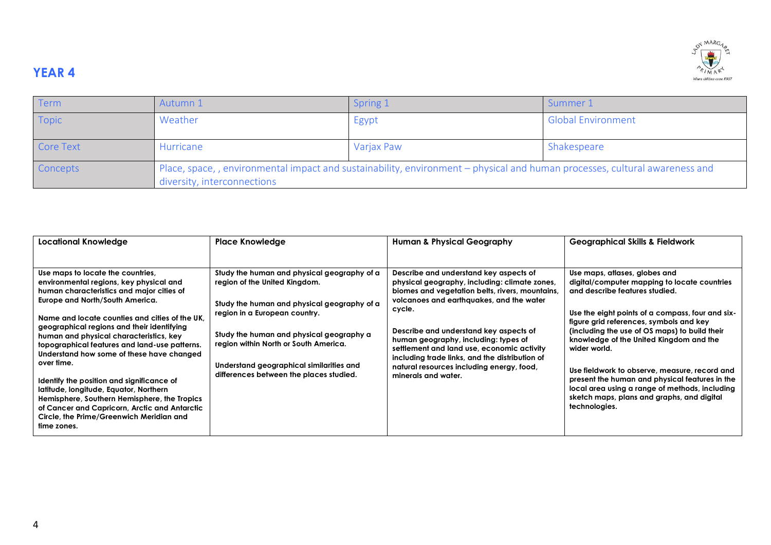## YEAR 4

| Term | Autumn 1 | Spring 1 | Summer 1 |
|---|---|---|---|
| Topic | Weather | Egypt | Global Environment |
| Core Text | Hurricane | Varjax Paw | Shakespeare |
| Concepts | Place, space, , environmental impact and sustainability, environment – physical and human processes, cultural awareness and diversity, interconnections | | |

| Locational Knowledge | Place Knowledge | Human & Physical Geography | Geographical Skills & Fieldwork |
|---|---|---|---|
| **Use maps to locate the countries, environmental regions, key physical and human characteristics and major cities of Europe and North/South America.**<br><br>**Name and locate counties and cities of the UK, geographical regions and their identifying human and physical characteristics, key topographical features and land-use patterns. Understand how some of these have changed over time.**<br><br>**Identify the position and significance of latitude, longitude, Equator, Northern Hemisphere, Southern Hemisphere, the Tropics of Cancer and Capricorn, Arctic and Antarctic Circle, the Prime/Greenwich Meridian and time zones.** | **Study the human and physical geography of a region of the United Kingdom.**<br><br>**Study the human and physical geography of a region in a European country.**<br><br>**Study the human and physical geography a region within North or South America.**<br><br>**Understand geographical similarities and differences between the places studied.** | **Describe and understand key aspects of physical geography, including: climate zones, biomes and vegetation belts, rivers, mountains, volcanoes and earthquakes, and the water cycle.**<br><br>**Describe and understand key aspects of human geography, including: types of settlement and land use, economic activity including trade links, and the distribution of natural resources including energy, food, minerals and water.** | **Use maps, atlases, globes and digital/computer mapping to locate countries and describe features studied.**<br><br>**Use the eight points of a compass, four and six-figure grid references, symbols and key (including the use of OS maps) to build their knowledge of the United Kingdom and the wider world.**<br><br>**Use fieldwork to observe, measure, record and present the human and physical features in the local area using a range of methods, including sketch maps, plans and graphs, and digital technologies.** |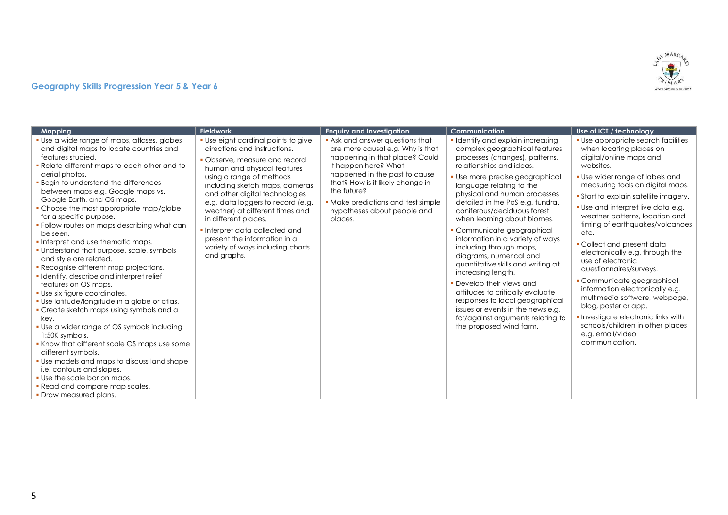## Geography Skills Progression Year 5 & Year 6

| Mapping | Fieldwork | Enquiry and Investigation | Communication | Use of ICT / technology |
|---|---|---|---|---|
| ▪ Use a wide range of maps, atlases, globes and digital maps to locate countries and features studied.<br>▪ Relate different maps to each other and to aerial photos.<br>▪ Begin to understand the differences between maps e.g. Google maps vs. Google Earth, and OS maps.<br>▪ Choose the most appropriate map/globe for a specific purpose.<br>▪ Follow routes on maps describing what can be seen.<br>▪ Interpret and use thematic maps.<br>▪ Understand that purpose, scale, symbols and style are related.<br>▪ Recognise different map projections.<br>▪ Identify, describe and interpret relief features on OS maps.<br>▪ Use six figure coordinates.<br>▪ Use latitude/longitude in a globe or atlas.<br>▪ Create sketch maps using symbols and a key.<br>▪ Use a wider range of OS symbols including 1:50K symbols.<br>▪ Know that different scale OS maps use some different symbols.<br>▪ Use models and maps to discuss land shape i.e. contours and slopes.<br>▪ Use the scale bar on maps.<br>▪ Read and compare map scales.<br>▪ Draw measured plans. | ▪ Use eight cardinal points to give directions and instructions.<br>▪ Observe, measure and record human and physical features using a range of methods including sketch maps, cameras and other digital technologies e.g. data loggers to record (e.g. weather) at different times and in different places.<br>▪ Interpret data collected and present the information in a variety of ways including charts and graphs. | ▪ Ask and answer questions that are more causal e.g. Why is that happening in that place? Could it happen here? What happened in the past to cause that? How is it likely change in the future?<br>▪ Make predictions and test simple hypotheses about people and places. | ▪ Identify and explain increasing complex geographical features, processes (changes), patterns, relationships and ideas.<br>▪ Use more precise geographical language relating to the physical and human processes detailed in the PoS e.g. tundra, coniferous/deciduous forest when learning about biomes.<br>▪ Communicate geographical information in a variety of ways including through maps, diagrams, numerical and quantitative skills and writing at increasing length.<br>▪ Develop their views and attitudes to critically evaluate responses to local geographical issues or events in the news e.g. for/against arguments relating to the proposed wind farm. | ▪ Use appropriate search facilities when locating places on digital/online maps and websites.<br>▪ Use wider range of labels and measuring tools on digital maps.<br>▪ Start to explain satellite imagery.<br>▪ Use and interpret live data e.g. weather patterns, location and timing of earthquakes/volcanoes etc.<br>▪ Collect and present data electronically e.g. through the use of electronic questionnaires/surveys.<br>▪ Communicate geographical information electronically e.g. multimedia software, webpage, blog, poster or app.<br>▪ Investigate electronic links with schools/children in other places e.g. email/video communication. |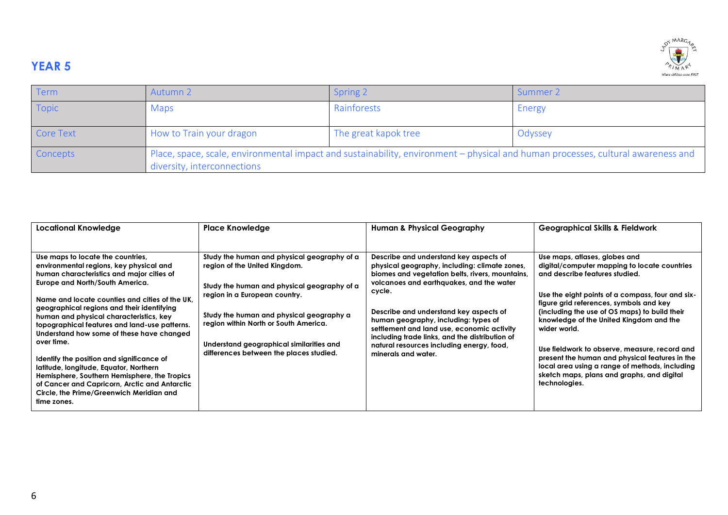## YEAR 5

| Term | Autumn 2 | Spring 2 | Summer 2 |
|---|---|---|---|
| Topic | Maps | Rainforests | Energy |
| Core Text | How to Train your dragon | The great kapok tree | Odyssey |
| Concepts | Place, space, scale, environmental impact and sustainability, environment – physical and human processes, cultural awareness and diversity, interconnections | | |

| Locational Knowledge | Place Knowledge | Human & Physical Geography | Geographical Skills & Fieldwork |
|---|---|---|---|
| **Use maps to locate the countries, environmental regions, key physical and human characteristics and major cities of Europe and North/South America.**<br><br>**Name and locate counties and cities of the UK, geographical regions and their identifying human and physical characteristics, key topographical features and land-use patterns. Understand how some of these have changed over time.**<br><br>**Identify the position and significance of latitude, longitude, Equator, Northern Hemisphere, Southern Hemisphere, the Tropics of Cancer and Capricorn, Arctic and Antarctic Circle, the Prime/Greenwich Meridian and time zones.** | **Study the human and physical geography of a region of the United Kingdom.**<br><br>**Study the human and physical geography of a region in a European country.**<br><br>**Study the human and physical geography a region within North or South America.**<br><br>**Understand geographical similarities and differences between the places studied.** | **Describe and understand key aspects of physical geography, including: climate zones, biomes and vegetation belts, rivers, mountains, volcanoes and earthquakes, and the water cycle.**<br><br>**Describe and understand key aspects of human geography, including: types of settlement and land use, economic activity including trade links, and the distribution of natural resources including energy, food, minerals and water.** | **Use maps, atlases, globes and digital/computer mapping to locate countries and describe features studied.**<br><br>**Use the eight points of a compass, four and six-figure grid references, symbols and key (including the use of OS maps) to build their knowledge of the United Kingdom and the wider world.**<br><br>**Use fieldwork to observe, measure, record and present the human and physical features in the local area using a range of methods, including sketch maps, plans and graphs, and digital technologies.** |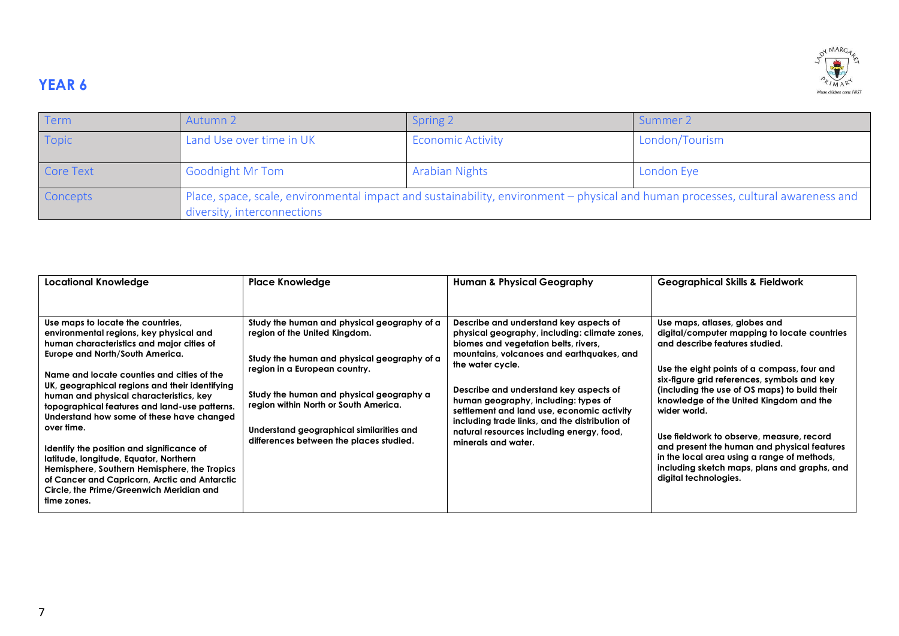# YEAR 6

| Term | Autumn 2 | Spring 2 | Summer 2 |
|---|---|---|---|
| Topic | Land Use over time in UK | Economic Activity | London/Tourism |
| Core Text | Goodnight Mr Tom | Arabian Nights | London Eye |
| Concepts | Place, space, scale, environmental impact and sustainability, environment – physical and human processes, cultural awareness and diversity, interconnections | | |

| Locational Knowledge | Place Knowledge | Human & Physical Geography | Geographical Skills & Fieldwork |
|---|---|---|---|
| Use maps to locate the countries, environmental regions, key physical and human characteristics and major cities of Europe and North/South America.<br><br>Name and locate counties and cities of the UK, geographical regions and their identifying human and physical characteristics, key topographical features and land-use patterns. Understand how some of these have changed over time.<br><br>Identify the position and significance of latitude, longitude, Equator, Northern Hemisphere, Southern Hemisphere, the Tropics of Cancer and Capricorn, Arctic and Antarctic Circle, the Prime/Greenwich Meridian and time zones. | Study the human and physical geography of a region of the United Kingdom.<br><br>Study the human and physical geography of a region in a European country.<br><br>Study the human and physical geography a region within North or South America.<br><br>Understand geographical similarities and differences between the places studied. | Describe and understand key aspects of physical geography, including: climate zones, biomes and vegetation belts, rivers, mountains, volcanoes and earthquakes, and the water cycle.<br><br>Describe and understand key aspects of human geography, including: types of settlement and land use, economic activity including trade links, and the distribution of natural resources including energy, food, minerals and water. | Use maps, atlases, globes and digital/computer mapping to locate countries and describe features studied.<br><br>Use the eight points of a compass, four and six-figure grid references, symbols and key (including the use of OS maps) to build their knowledge of the United Kingdom and the wider world.<br><br>Use fieldwork to observe, measure, record and present the human and physical features in the local area using a range of methods, including sketch maps, plans and graphs, and digital technologies. |